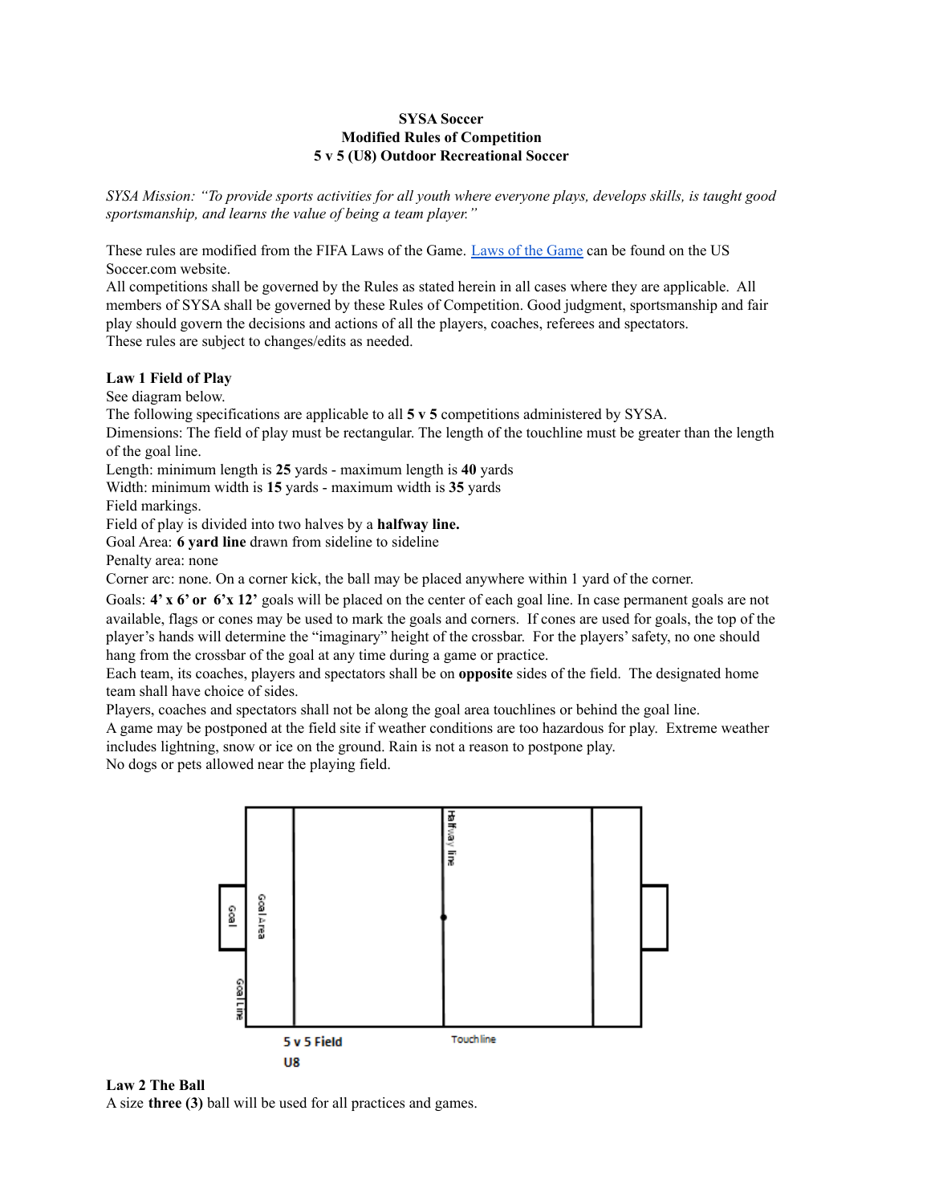**SYSA Soccer**
**Modified Rules of Competition**
**5 v 5 (U8) Outdoor Recreational Soccer**

*SYSA Mission: "To provide sports activities for all youth where everyone plays, develops skills, is taught good sportsmanship, and learns the value of being a team player."*

These rules are modified from the FIFA Laws of the Game. [Laws of the Game](#) can be found on the US Soccer.com website.
All competitions shall be governed by the Rules as stated herein in all cases where they are applicable. All members of SYSA shall be governed by these Rules of Competition. Good judgment, sportsmanship and fair play should govern the decisions and actions of all the players, coaches, referees and spectators.
These rules are subject to changes/edits as needed.

**Law 1 Field of Play**
See diagram below.
The following specifications are applicable to all **5 v 5** competitions administered by SYSA.
Dimensions: The field of play must be rectangular. The length of the touchline must be greater than the length of the goal line.
Length: minimum length is **25** yards - maximum length is **40** yards
Width: minimum width is **15** yards - maximum width is **35** yards
Field markings.
Field of play is divided into two halves by a **halfway line.**
Goal Area: **6 yard line** drawn from sideline to sideline
Penalty area: none
Corner arc: none. On a corner kick, the ball may be placed anywhere within 1 yard of the corner.
Goals: **4' x 6' or 6'x 12'** goals will be placed on the center of each goal line. In case permanent goals are not available, flags or cones may be used to mark the goals and corners. If cones are used for goals, the top of the player's hands will determine the "imaginary" height of the crossbar. For the players' safety, no one should hang from the crossbar of the goal at any time during a game or practice.
Each team, its coaches, players and spectators shall be on **opposite** sides of the field. The designated home team shall have choice of sides.
Players, coaches and spectators shall not be along the goal area touchlines or behind the goal line.
A game may be postponed at the field site if weather conditions are too hazardous for play. Extreme weather includes lightning, snow or ice on the ground. Rain is not a reason to postpone play.
No dogs or pets allowed near the playing field.

Goal | Goal Area | Goal Line | Halfway line | Touchline

5 v 5 Field
U8

**Law 2 The Ball**
A size **three (3)** ball will be used for all practices and games.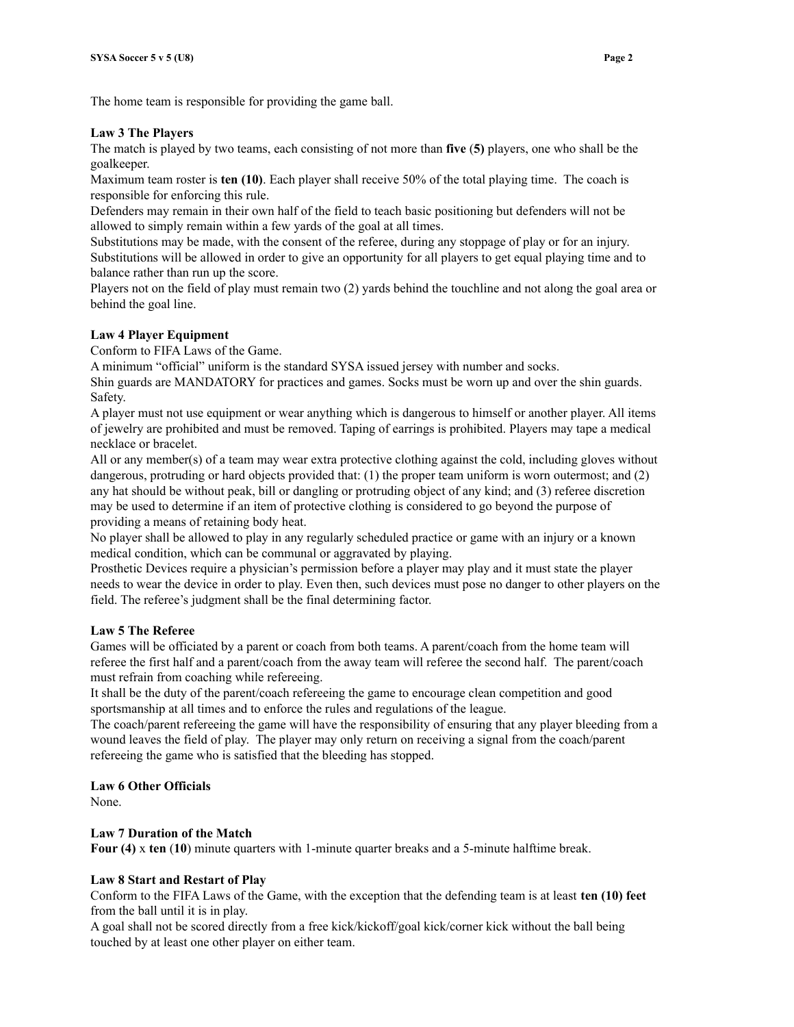The home team is responsible for providing the game ball.

**Law 3 The Players**

The match is played by two teams, each consisting of not more than **five** (**5)** players, one who shall be the goalkeeper.

Maximum team roster is **ten (10)**. Each player shall receive 50% of the total playing time. The coach is responsible for enforcing this rule.

Defenders may remain in their own half of the field to teach basic positioning but defenders will not be allowed to simply remain within a few yards of the goal at all times.

Substitutions may be made, with the consent of the referee, during any stoppage of play or for an injury. Substitutions will be allowed in order to give an opportunity for all players to get equal playing time and to balance rather than run up the score.

Players not on the field of play must remain two (2) yards behind the touchline and not along the goal area or behind the goal line.

**Law 4 Player Equipment**

Conform to FIFA Laws of the Game.

A minimum "official" uniform is the standard SYSA issued jersey with number and socks.

Shin guards are MANDATORY for practices and games. Socks must be worn up and over the shin guards.

Safety.

A player must not use equipment or wear anything which is dangerous to himself or another player. All items of jewelry are prohibited and must be removed. Taping of earrings is prohibited. Players may tape a medical necklace or bracelet.

All or any member(s) of a team may wear extra protective clothing against the cold, including gloves without dangerous, protruding or hard objects provided that: (1) the proper team uniform is worn outermost; and (2) any hat should be without peak, bill or dangling or protruding object of any kind; and (3) referee discretion may be used to determine if an item of protective clothing is considered to go beyond the purpose of providing a means of retaining body heat.

No player shall be allowed to play in any regularly scheduled practice or game with an injury or a known medical condition, which can be communal or aggravated by playing.

Prosthetic Devices require a physician's permission before a player may play and it must state the player needs to wear the device in order to play. Even then, such devices must pose no danger to other players on the field. The referee's judgment shall be the final determining factor.

**Law 5 The Referee**

Games will be officiated by a parent or coach from both teams. A parent/coach from the home team will referee the first half and a parent/coach from the away team will referee the second half. The parent/coach must refrain from coaching while refereeing.

It shall be the duty of the parent/coach refereeing the game to encourage clean competition and good sportsmanship at all times and to enforce the rules and regulations of the league.

The coach/parent refereeing the game will have the responsibility of ensuring that any player bleeding from a wound leaves the field of play. The player may only return on receiving a signal from the coach/parent refereeing the game who is satisfied that the bleeding has stopped.

**Law 6 Other Officials**

None.

**Law 7 Duration of the Match**

**Four (4)** x **ten** (**10**) minute quarters with 1-minute quarter breaks and a 5-minute halftime break.

**Law 8 Start and Restart of Play**

Conform to the FIFA Laws of the Game, with the exception that the defending team is at least **ten (10) feet** from the ball until it is in play.

A goal shall not be scored directly from a free kick/kickoff/goal kick/corner kick without the ball being touched by at least one other player on either team.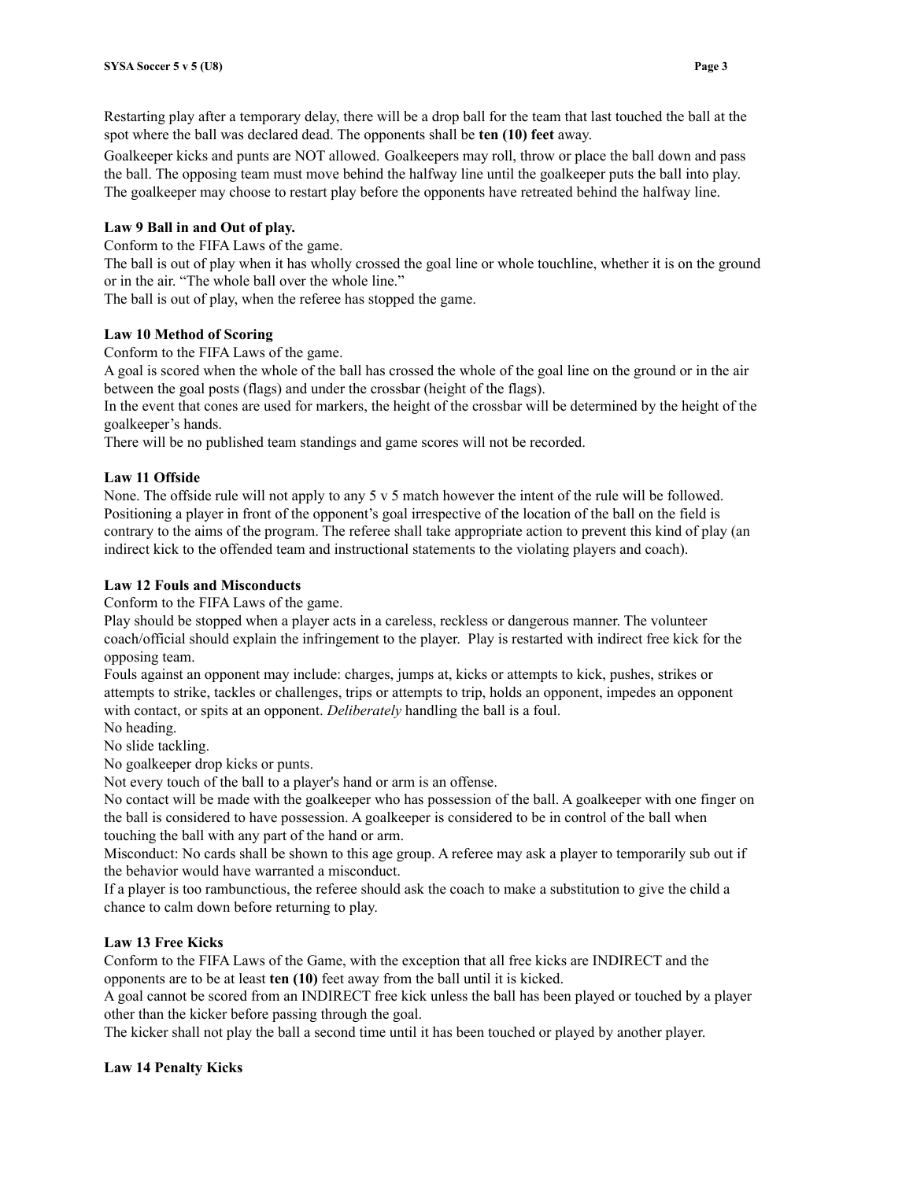Restarting play after a temporary delay, there will be a drop ball for the team that last touched the ball at the spot where the ball was declared dead. The opponents shall be **ten (10) feet** away.

Goalkeeper kicks and punts are NOT allowed. Goalkeepers may roll, throw or place the ball down and pass the ball. The opposing team must move behind the halfway line until the goalkeeper puts the ball into play. The goalkeeper may choose to restart play before the opponents have retreated behind the halfway line.

**Law 9 Ball in and Out of play.**

Conform to the FIFA Laws of the game.

The ball is out of play when it has wholly crossed the goal line or whole touchline, whether it is on the ground or in the air. "The whole ball over the whole line."

The ball is out of play, when the referee has stopped the game.

**Law 10 Method of Scoring**

Conform to the FIFA Laws of the game.

A goal is scored when the whole of the ball has crossed the whole of the goal line on the ground or in the air between the goal posts (flags) and under the crossbar (height of the flags).

In the event that cones are used for markers, the height of the crossbar will be determined by the height of the goalkeeper's hands.

There will be no published team standings and game scores will not be recorded.

**Law 11 Offside**

None. The offside rule will not apply to any 5 v 5 match however the intent of the rule will be followed. Positioning a player in front of the opponent's goal irrespective of the location of the ball on the field is contrary to the aims of the program. The referee shall take appropriate action to prevent this kind of play (an indirect kick to the offended team and instructional statements to the violating players and coach).

**Law 12 Fouls and Misconducts**

Conform to the FIFA Laws of the game.

Play should be stopped when a player acts in a careless, reckless or dangerous manner. The volunteer coach/official should explain the infringement to the player. Play is restarted with indirect free kick for the opposing team.

Fouls against an opponent may include: charges, jumps at, kicks or attempts to kick, pushes, strikes or attempts to strike, tackles or challenges, trips or attempts to trip, holds an opponent, impedes an opponent with contact, or spits at an opponent. *Deliberately* handling the ball is a foul.

No heading.

No slide tackling.

No goalkeeper drop kicks or punts.

Not every touch of the ball to a player's hand or arm is an offense.

No contact will be made with the goalkeeper who has possession of the ball. A goalkeeper with one finger on the ball is considered to have possession. A goalkeeper is considered to be in control of the ball when touching the ball with any part of the hand or arm.

Misconduct: No cards shall be shown to this age group. A referee may ask a player to temporarily sub out if the behavior would have warranted a misconduct.

If a player is too rambunctious, the referee should ask the coach to make a substitution to give the child a chance to calm down before returning to play.

**Law 13 Free Kicks**

Conform to the FIFA Laws of the Game, with the exception that all free kicks are INDIRECT and the opponents are to be at least **ten (10)** feet away from the ball until it is kicked.

A goal cannot be scored from an INDIRECT free kick unless the ball has been played or touched by a player other than the kicker before passing through the goal.

The kicker shall not play the ball a second time until it has been touched or played by another player.

**Law 14 Penalty Kicks**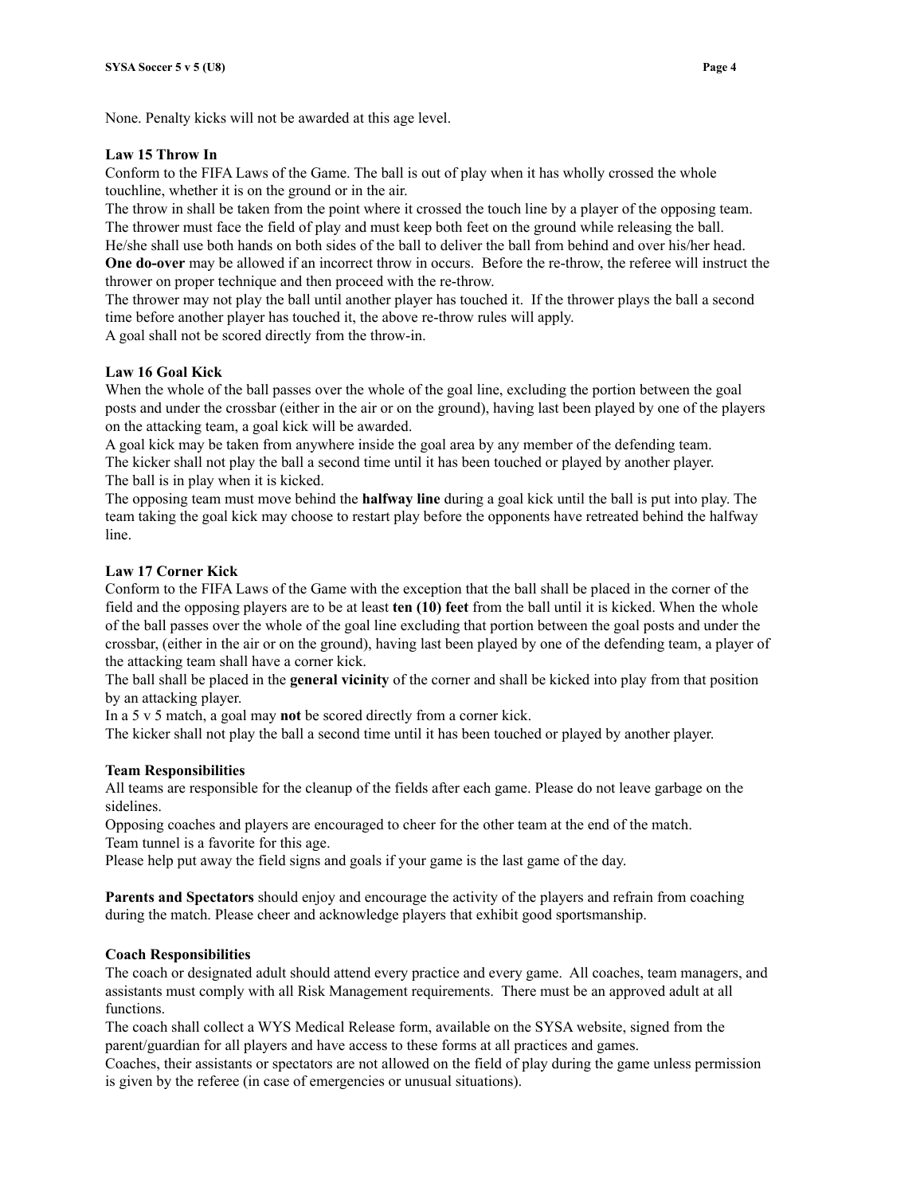None. Penalty kicks will not be awarded at this age level.

**Law 15 Throw In**

Conform to the FIFA Laws of the Game. The ball is out of play when it has wholly crossed the whole touchline, whether it is on the ground or in the air.
The throw in shall be taken from the point where it crossed the touch line by a player of the opposing team.
The thrower must face the field of play and must keep both feet on the ground while releasing the ball.
He/she shall use both hands on both sides of the ball to deliver the ball from behind and over his/her head.
**One do-over** may be allowed if an incorrect throw in occurs. Before the re-throw, the referee will instruct the thrower on proper technique and then proceed with the re-throw.
The thrower may not play the ball until another player has touched it. If the thrower plays the ball a second time before another player has touched it, the above re-throw rules will apply.
A goal shall not be scored directly from the throw-in.

**Law 16 Goal Kick**

When the whole of the ball passes over the whole of the goal line, excluding the portion between the goal posts and under the crossbar (either in the air or on the ground), having last been played by one of the players on the attacking team, a goal kick will be awarded.
A goal kick may be taken from anywhere inside the goal area by any member of the defending team.
The kicker shall not play the ball a second time until it has been touched or played by another player.
The ball is in play when it is kicked.
The opposing team must move behind the **halfway line** during a goal kick until the ball is put into play. The team taking the goal kick may choose to restart play before the opponents have retreated behind the halfway line.

**Law 17 Corner Kick**

Conform to the FIFA Laws of the Game with the exception that the ball shall be placed in the corner of the field and the opposing players are to be at least **ten (10) feet** from the ball until it is kicked. When the whole of the ball passes over the whole of the goal line excluding that portion between the goal posts and under the crossbar, (either in the air or on the ground), having last been played by one of the defending team, a player of the attacking team shall have a corner kick.
The ball shall be placed in the **general vicinity** of the corner and shall be kicked into play from that position by an attacking player.
In a 5 v 5 match, a goal may **not** be scored directly from a corner kick.
The kicker shall not play the ball a second time until it has been touched or played by another player.

**Team Responsibilities**

All teams are responsible for the cleanup of the fields after each game. Please do not leave garbage on the sidelines.
Opposing coaches and players are encouraged to cheer for the other team at the end of the match.
Team tunnel is a favorite for this age.
Please help put away the field signs and goals if your game is the last game of the day.

**Parents and Spectators** should enjoy and encourage the activity of the players and refrain from coaching during the match. Please cheer and acknowledge players that exhibit good sportsmanship.

**Coach Responsibilities**

The coach or designated adult should attend every practice and every game. All coaches, team managers, and assistants must comply with all Risk Management requirements. There must be an approved adult at all functions.
The coach shall collect a WYS Medical Release form, available on the SYSA website, signed from the parent/guardian for all players and have access to these forms at all practices and games.
Coaches, their assistants or spectators are not allowed on the field of play during the game unless permission is given by the referee (in case of emergencies or unusual situations).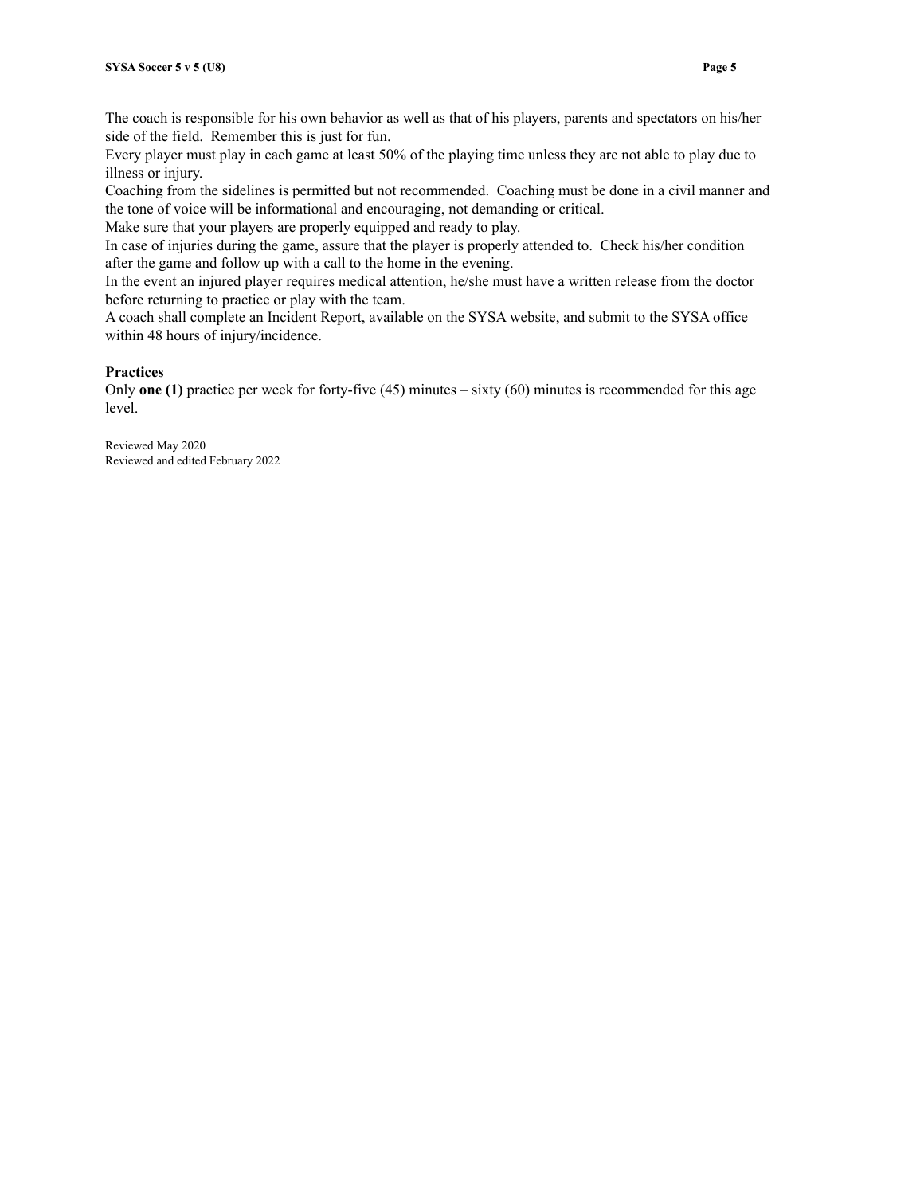The coach is responsible for his own behavior as well as that of his players, parents and spectators on his/her side of the field. Remember this is just for fun.

Every player must play in each game at least 50% of the playing time unless they are not able to play due to illness or injury.

Coaching from the sidelines is permitted but not recommended. Coaching must be done in a civil manner and the tone of voice will be informational and encouraging, not demanding or critical.

Make sure that your players are properly equipped and ready to play.

In case of injuries during the game, assure that the player is properly attended to. Check his/her condition after the game and follow up with a call to the home in the evening.

In the event an injured player requires medical attention, he/she must have a written release from the doctor before returning to practice or play with the team.

A coach shall complete an Incident Report, available on the SYSA website, and submit to the SYSA office within 48 hours of injury/incidence.

**Practices**

Only **one (1)** practice per week for forty-five (45) minutes – sixty (60) minutes is recommended for this age level.

Reviewed May 2020
Reviewed and edited February 2022